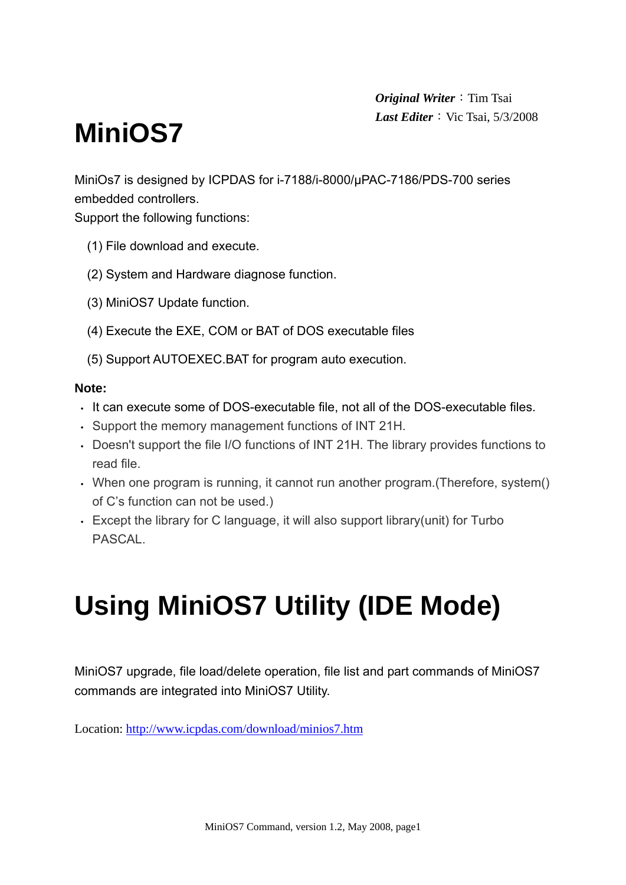***Original Writer***：Tim Tsai
***Last Editer***：Vic Tsai, 5/3/2008

# MiniOS7

MiniOs7 is designed by ICPDAS for i-7188/i-8000/µPAC-7186/PDS-700 series embedded controllers.
Support the following functions:

(1) File download and execute.

(2) System and Hardware diagnose function.

(3) MiniOS7 Update function.

(4) Execute the EXE, COM or BAT of DOS executable files

(5) Support AUTOEXEC.BAT for program auto execution.

**Note:**

- It can execute some of DOS-executable file, not all of the DOS-executable files.
- Support the memory management functions of INT 21H.
- Doesn't support the file I/O functions of INT 21H. The library provides functions to read file.
- When one program is running, it cannot run another program.(Therefore, system() of C's function can not be used.)
- Except the library for C language, it will also support library(unit) for Turbo PASCAL.

# Using MiniOS7 Utility (IDE Mode)

MiniOS7 upgrade, file load/delete operation, file list and part commands of MiniOS7 commands are integrated into MiniOS7 Utility.

Location: http://www.icpdas.com/download/minios7.htm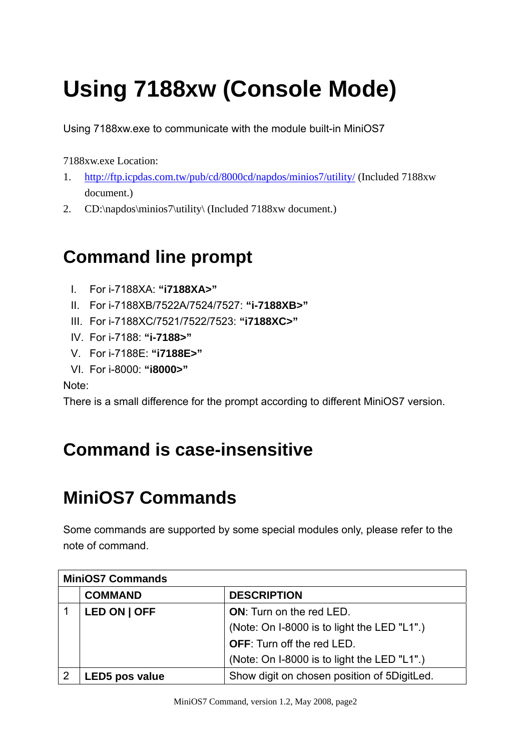# Using 7188xw (Console Mode)

Using 7188xw.exe to communicate with the module built-in MiniOS7

7188xw.exe Location:

1. http://ftp.icpdas.com.tw/pub/cd/8000cd/napdos/minios7/utility/ (Included 7188xw document.)
2. CD:\napdos\minios7\utility\ (Included 7188xw document.)

## Command line prompt

I. For i-7188XA: **"i7188XA>"**
II. For i-7188XB/7522A/7524/7527: **"i-7188XB>"**
III. For i-7188XC/7521/7522/7523: **"i7188XC>"**
IV. For i-7188: **"i-7188>"**
V. For i-7188E: **"i7188E>"**
VI. For i-8000: **"i8000>"**

Note:
There is a small difference for the prompt according to different MiniOS7 version.

## Command is case-insensitive

## MiniOS7 Commands

Some commands are supported by some special modules only, please refer to the note of command.

| MiniOS7 Commands | | |
|---|---|---|
| | **COMMAND** | **DESCRIPTION** |
| 1 | **LED ON \| OFF** | **ON**: Turn on the red LED.<br>(Note: On I-8000 is to light the LED "L1".)<br>**OFF**: Turn off the red LED.<br>(Note: On I-8000 is to light the LED "L1".) |
| 2 | **LED5 pos value** | Show digit on chosen position of 5DigitLed. |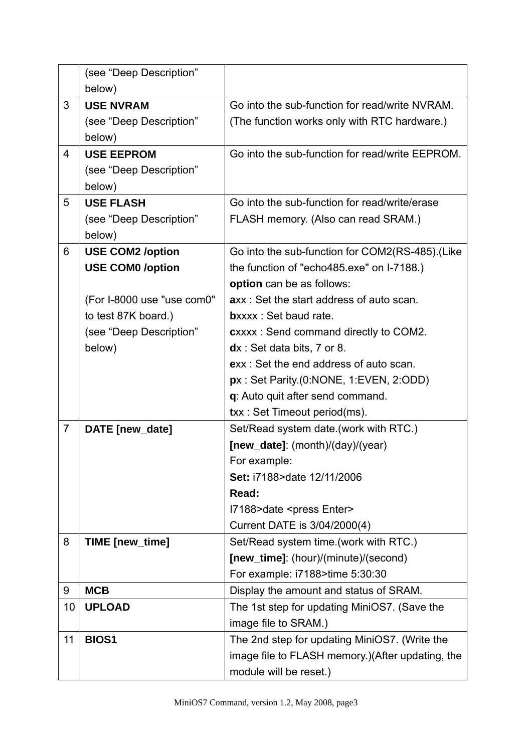| | | |
|---|---|---|
| | (see “Deep Description” below) | |
| 3 | **USE NVRAM**<br>(see “Deep Description” below) | Go into the sub-function for read/write NVRAM. (The function works only with RTC hardware.) |
| 4 | **USE EEPROM**<br>(see “Deep Description” below) | Go into the sub-function for read/write EEPROM. |
| 5 | **USE FLASH**<br>(see “Deep Description” below) | Go into the sub-function for read/write/erase FLASH memory. (Also can read SRAM.) |
| 6 | **USE COM2 /option**<br>**USE COM0 /option**<br><br>(For I-8000 use "use com0" to test 87K board.)<br>(see “Deep Description” below) | Go into the sub-function for COM2(RS-485).(Like the function of "echo485.exe" on I-7188.)<br>**option** can be as follows:<br>**a**xx : Set the start address of auto scan.<br>**b**xxxx : Set baud rate.<br>**c**xxxx : Send command directly to COM2.<br>**d**x : Set data bits, 7 or 8.<br>**e**xx : Set the end address of auto scan.<br>**p**x : Set Parity.(0:NONE, 1:EVEN, 2:ODD)<br>**q**: Auto quit after send command.<br>**t**xx : Set Timeout period(ms). |
| 7 | **DATE [new_date]** | Set/Read system date.(work with RTC.)<br>**[new_date]**: (month)/(day)/(year)<br>For example:<br>**Set:** i7188>date 12/11/2006<br>**Read:**<br>I7188>date <press Enter><br>Current DATE is 3/04/2000(4) |
| 8 | **TIME [new_time]** | Set/Read system time.(work with RTC.)<br>**[new_time]**: (hour)/(minute)/(second)<br>For example: i7188>time 5:30:30 |
| 9 | **MCB** | Display the amount and status of SRAM. |
| 10 | **UPLOAD** | The 1st step for updating MiniOS7. (Save the image file to SRAM.) |
| 11 | **BIOS1** | The 2nd step for updating MiniOS7. (Write the image file to FLASH memory.)(After updating, the module will be reset.) |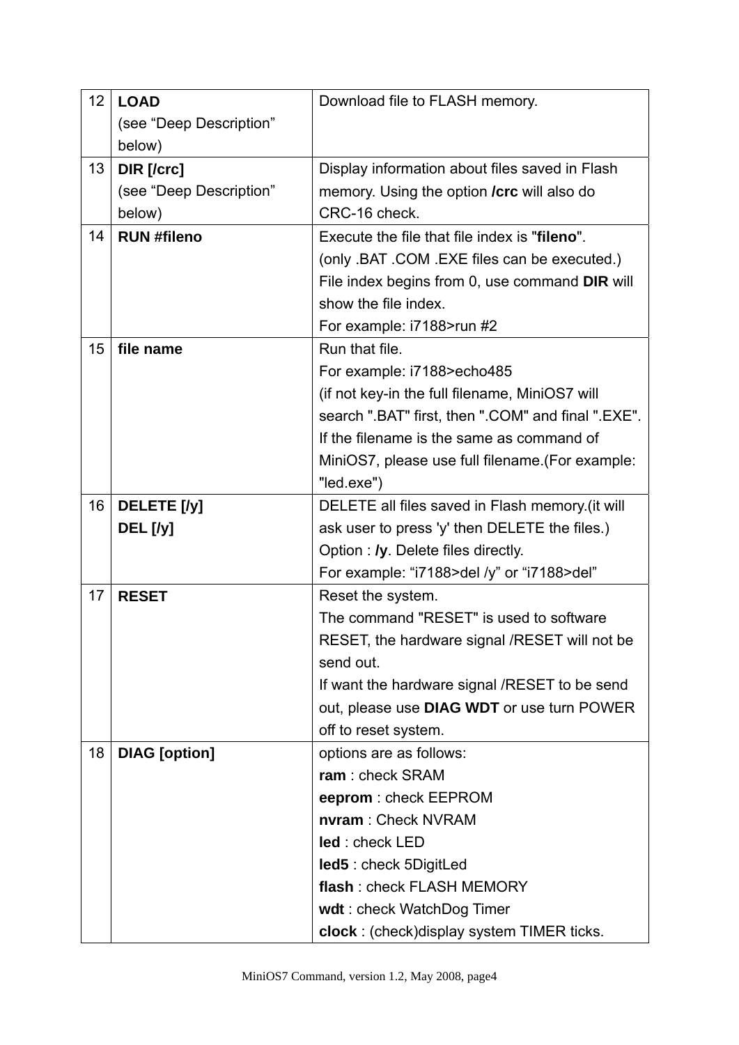| | | |
|---|---|---|
| 12 | **LOAD**<br>(see “Deep Description” below) | Download file to FLASH memory. |
| 13 | **DIR [/crc]**<br>(see “Deep Description” below) | Display information about files saved in Flash memory. Using the option **/crc** will also do CRC-16 check. |
| 14 | **RUN #fileno** | Execute the file that file index is "**fileno**".<br>(only .BAT .COM .EXE files can be executed.)<br>File index begins from 0, use command **DIR** will show the file index.<br>For example: i7188>run #2 |
| 15 | **file name** | Run that file.<br>For example: i7188>echo485<br>(if not key-in the full filename, MiniOS7 will search ".BAT" first, then ".COM" and final ".EXE". If the filename is the same as command of MiniOS7, please use full filename.(For example: "led.exe") |
| 16 | **DELETE [/y]**<br>**DEL [/y]** | DELETE all files saved in Flash memory.(it will ask user to press 'y' then DELETE the files.)<br>Option : **/y**. Delete files directly.<br>For example: “i7188>del /y” or “i7188>del” |
| 17 | **RESET** | Reset the system.<br>The command "RESET" is used to software RESET, the hardware signal /RESET will not be send out.<br>If want the hardware signal /RESET to be send out, please use **DIAG WDT** or use turn POWER off to reset system. |
| 18 | **DIAG [option]** | options are as follows:<br>**ram** : check SRAM<br>**eeprom** : check EEPROM<br>**nvram** : Check NVRAM<br>**led** : check LED<br>**led5** : check 5DigitLed<br>**flash** : check FLASH MEMORY<br>**wdt** : check WatchDog Timer<br>**clock** : (check)display system TIMER ticks. |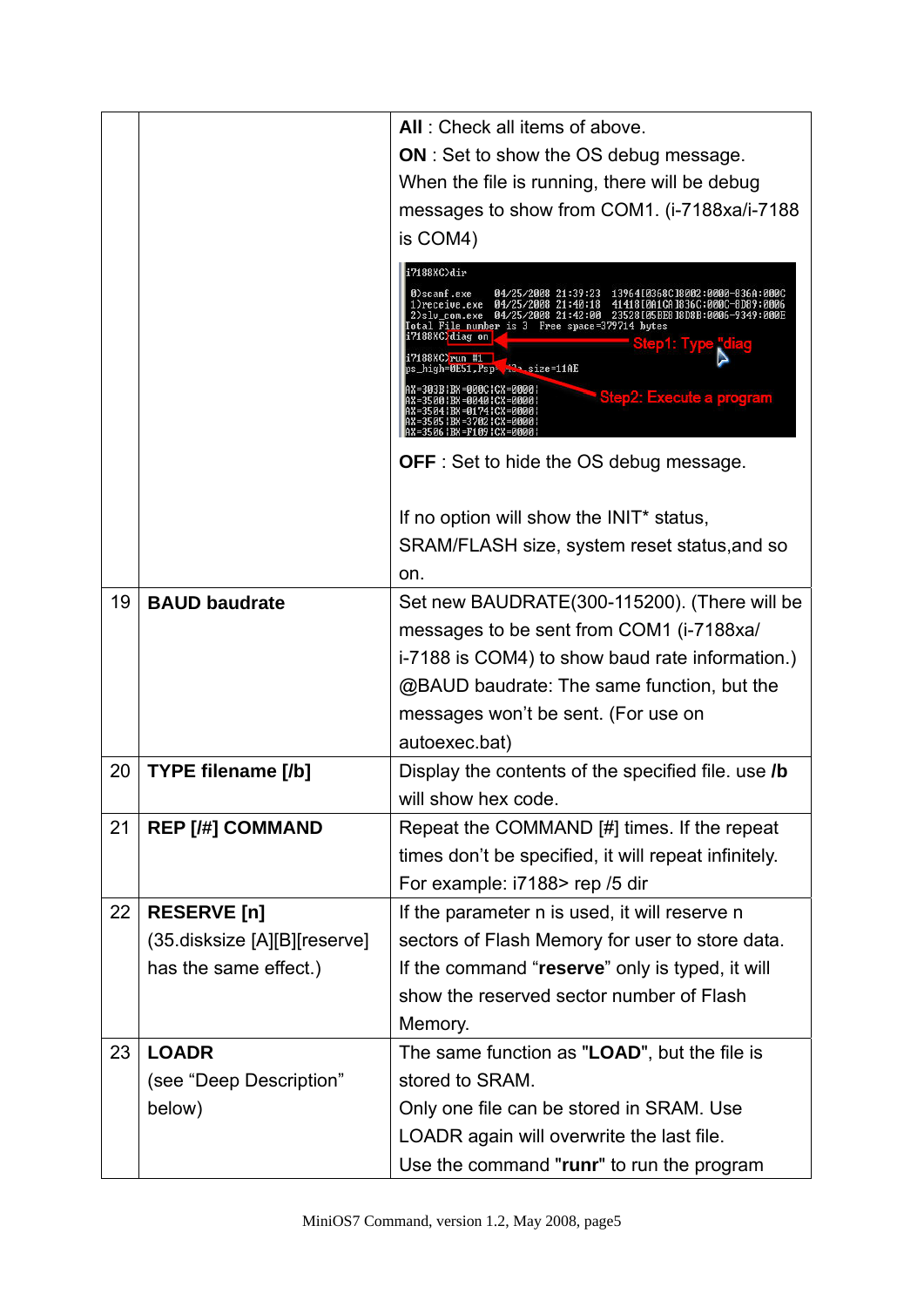|  |  |  |
|---|---|---|
|  |  | **All** : Check all items of above.<br>**ON** : Set to show the OS debug message. When the file is running, there will be debug messages to show from COM1. (i-7188xa/i-7188 is COM4)<br>**OFF** : Set to hide the OS debug message.<br><br>If no option will show the INIT* status, SRAM/FLASH size, system reset status,and so on. |
| 19 | **BAUD baudrate** | Set new BAUDRATE(300-115200). (There will be messages to be sent from COM1 (i-7188xa/ i-7188 is COM4) to show baud rate information.)<br>@BAUD baudrate: The same function, but the messages won't be sent. (For use on autoexec.bat) |
| 20 | **TYPE filename [/b]** | Display the contents of the specified file. use **/b** will show hex code. |
| 21 | **REP [/#] COMMAND** | Repeat the COMMAND [#] times. If the repeat times don't be specified, it will repeat infinitely.<br>For example: i7188> rep /5 dir |
| 22 | **RESERVE [n]**<br>(35.disksize [A][B][reserve] has the same effect.) | If the parameter n is used, it will reserve n sectors of Flash Memory for user to store data.<br>If the command "**reserve**" only is typed, it will show the reserved sector number of Flash Memory. |
| 23 | **LOADR**<br>(see "Deep Description" below) | The same function as "**LOAD**", but the file is stored to SRAM.<br>Only one file can be stored in SRAM. Use LOADR again will overwrite the last file.<br>Use the command "**runr**" to run the program |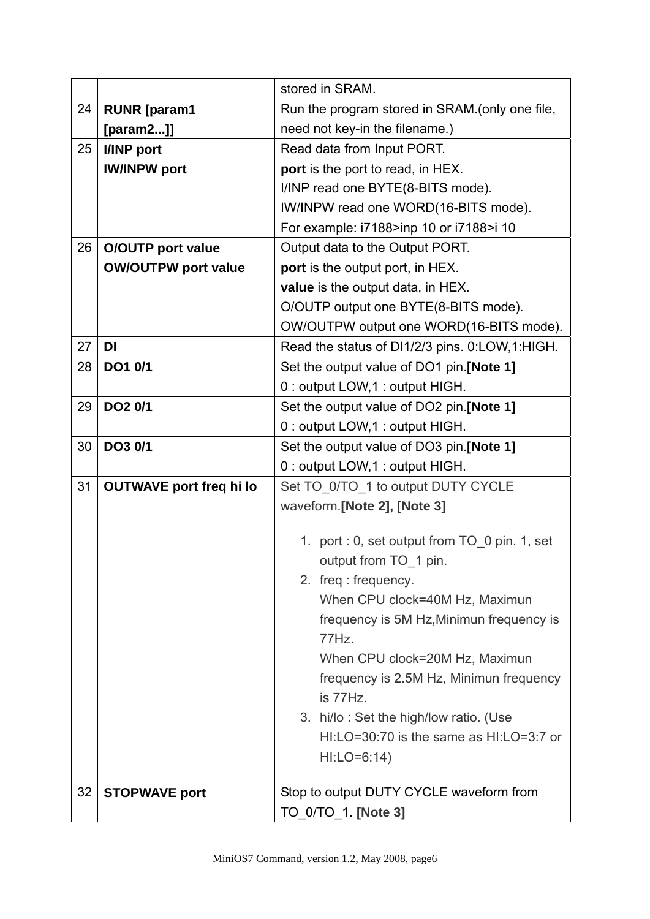| | | |
|---|---|---|
| | | stored in SRAM. |
| 24 | **RUNR [param1 [param2...]]** | Run the program stored in SRAM.(only one file, need not key-in the filename.) |
| 25 | **I/INP port**<br>**IW/INPW port** | Read data from Input PORT.<br>**port** is the port to read, in HEX.<br>I/INP read one BYTE(8-BITS mode).<br>IW/INPW read one WORD(16-BITS mode).<br>For example: i7188>inp 10 or i7188>i 10 |
| 26 | **O/OUTP port value**<br>**OW/OUTPW port value** | Output data to the Output PORT.<br>**port** is the output port, in HEX.<br>**value** is the output data, in HEX.<br>O/OUTP output one BYTE(8-BITS mode).<br>OW/OUTPW output one WORD(16-BITS mode). |
| 27 | **DI** | Read the status of DI1/2/3 pins. 0:LOW,1:HIGH. |
| 28 | **DO1 0/1** | Set the output value of DO1 pin.**[Note 1]**<br>0 : output LOW,1 : output HIGH. |
| 29 | **DO2 0/1** | Set the output value of DO2 pin.**[Note 1]**<br>0 : output LOW,1 : output HIGH. |
| 30 | **DO3 0/1** | Set the output value of DO3 pin.**[Note 1]**<br>0 : output LOW,1 : output HIGH. |
| 31 | **OUTWAVE port freq hi lo** | Set TO_0/TO_1 to output DUTY CYCLE waveform.**[Note 2], [Note 3]**<br><br>1. port : 0, set output from TO_0 pin. 1, set output from TO_1 pin.<br>2. freq : frequency.<br>When CPU clock=40M Hz, Maximun frequency is 5M Hz,Minimun frequency is 77Hz.<br>When CPU clock=20M Hz, Maximun frequency is 2.5M Hz, Minimun frequency is 77Hz.<br>3. hi/lo : Set the high/low ratio. (Use HI:LO=30:70 is the same as HI:LO=3:7 or HI:LO=6:14) |
| 32 | **STOPWAVE port** | Stop to output DUTY CYCLE waveform from TO_0/TO_1. **[Note 3]** |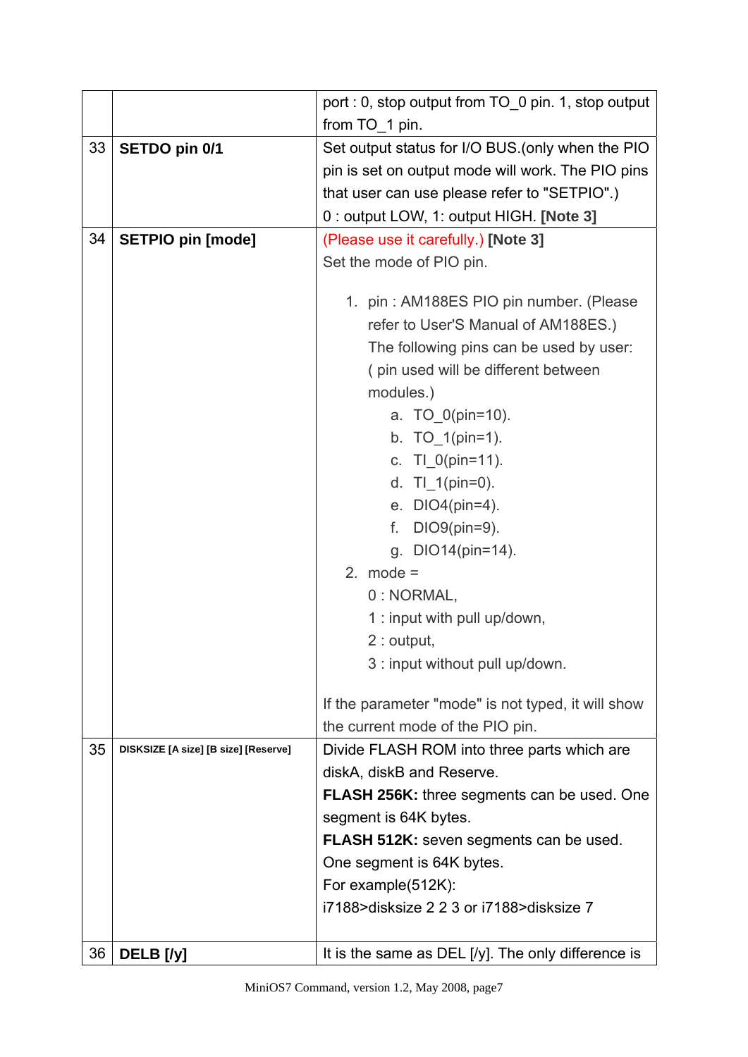| | | |
|---|---|---|
| | | port : 0, stop output from TO_0 pin. 1, stop output from TO_1 pin. |
| 33 | **SETDO pin 0/1** | Set output status for I/O BUS.(only when the PIO pin is set on output mode will work. The PIO pins that user can use please refer to "SETPIO".)<br>0 : output LOW, 1: output HIGH. **[Note 3]** |
| 34 | **SETPIO pin [mode]** | (Please use it carefully.) **[Note 3]**<br>Set the mode of PIO pin.<br><br>1. pin : AM188ES PIO pin number. (Please refer to User'S Manual of AM188ES.)<br>The following pins can be used by user:<br>( pin used will be different between modules.)<br>a. TO_0(pin=10).<br>b. TO_1(pin=1).<br>c. TI_0(pin=11).<br>d. TI_1(pin=0).<br>e. DIO4(pin=4).<br>f. DIO9(pin=9).<br>g. DIO14(pin=14).<br>2. mode =<br>0 : NORMAL,<br>1 : input with pull up/down,<br>2 : output,<br>3 : input without pull up/down.<br><br>If the parameter "mode" is not typed, it will show the current mode of the PIO pin. |
| 35 | **DISKSIZE [A size] [B size] [Reserve]** | Divide FLASH ROM into three parts which are diskA, diskB and Reserve.<br>**FLASH 256K:** three segments can be used. One segment is 64K bytes.<br>**FLASH 512K:** seven segments can be used. One segment is 64K bytes.<br>For example(512K):<br>i7188>disksize 2 2 3 or i7188>disksize 7 |
| 36 | **DELB [/y]** | It is the same as DEL [/y]. The only difference is |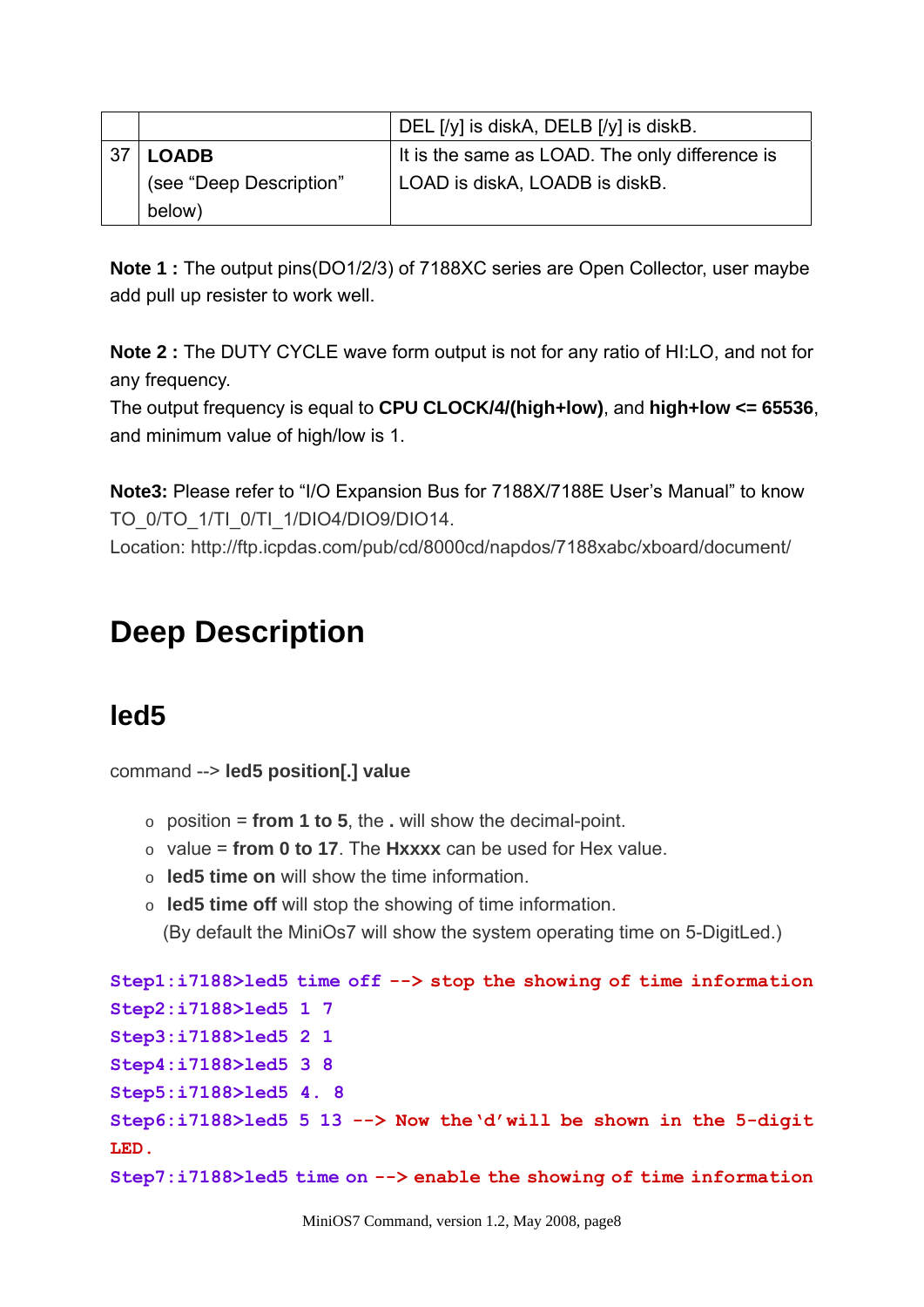|  |  | DEL [/y] is diskA, DELB [/y] is diskB. |
|---|---|---|
| 37 | **LOADB** (see "Deep Description" below) | It is the same as LOAD. The only difference is LOAD is diskA, LOADB is diskB. |

**Note 1 :** The output pins(DO1/2/3) of 7188XC series are Open Collector, user maybe add pull up resister to work well.

**Note 2 :** The DUTY CYCLE wave form output is not for any ratio of HI:LO, and not for any frequency.
The output frequency is equal to **CPU CLOCK/4/(high+low)**, and **high+low <= 65536**, and minimum value of high/low is 1.

**Note3:** Please refer to "I/O Expansion Bus for 7188X/7188E User's Manual" to know TO_0/TO_1/TI_0/TI_1/DIO4/DIO9/DIO14.
Location: http://ftp.icpdas.com/pub/cd/8000cd/napdos/7188xabc/xboard/document/

# Deep Description

## led5

command --> **led5 position[.] value**

- position = **from 1 to 5**, the **.** will show the decimal-point.
- value = **from 0 to 17**. The **Hxxxx** can be used for Hex value.
- **led5 time on** will show the time information.
- **led5 time off** will stop the showing of time information.
  (By default the MiniOs7 will show the system operating time on 5-DigitLed.)

```
Step1:i7188>led5 time off --> stop the showing of time information
Step2:i7188>led5 1 7
Step3:i7188>led5 2 1
Step4:i7188>led5 3 8
Step5:i7188>led5 4. 8
Step6:i7188>led5 5 13 --> Now the'd'will be shown in the 5-digit LED.
Step7:i7188>led5 time on --> enable the showing of time information
```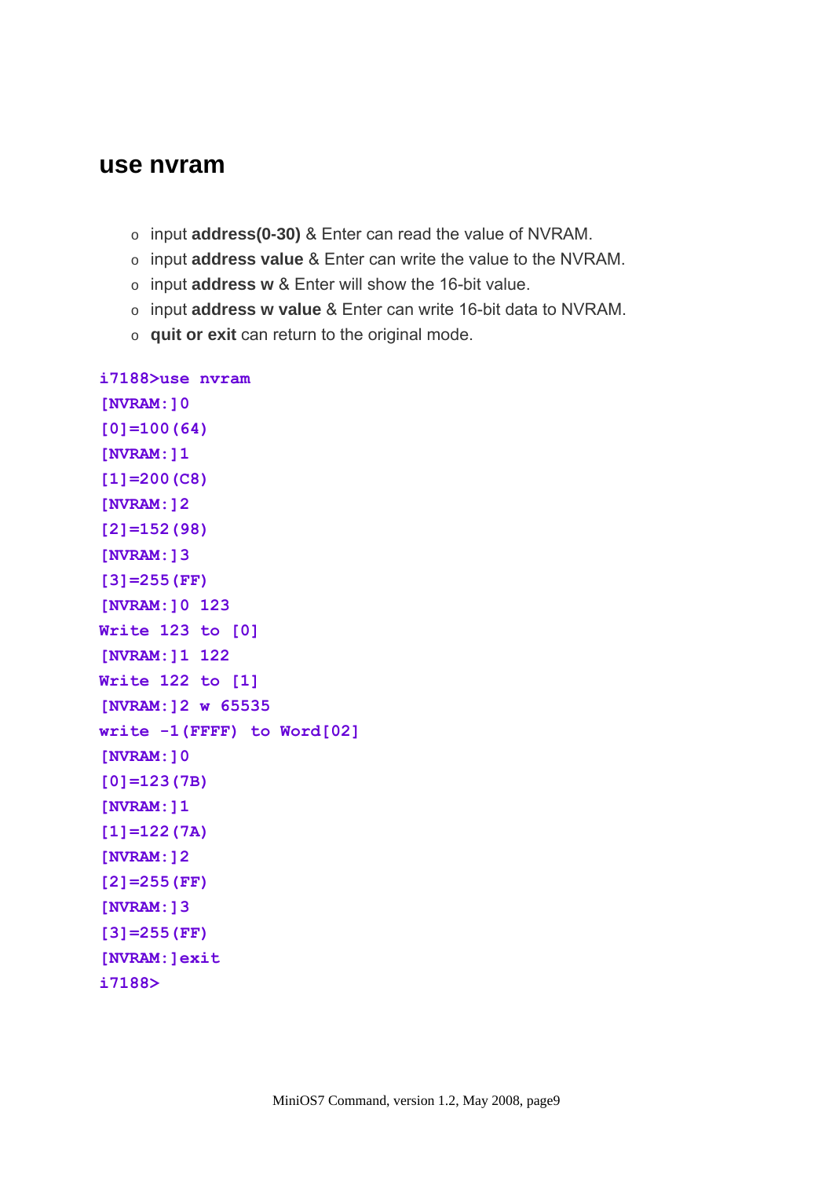## use nvram

- input **address(0-30)** & Enter can read the value of NVRAM.
- input **address value** & Enter can write the value to the NVRAM.
- input **address w** & Enter will show the 16-bit value.
- input **address w value** & Enter can write 16-bit data to NVRAM.
- **quit or exit** can return to the original mode.

```
i7188>use nvram
[NVRAM:]0
[0]=100(64)
[NVRAM:]1
[1]=200(C8)
[NVRAM:]2
[2]=152(98)
[NVRAM:]3
[3]=255(FF)
[NVRAM:]0 123
Write 123 to [0]
[NVRAM:]1 122
Write 122 to [1]
[NVRAM:]2 w 65535
write -1(FFFF) to Word[02]
[NVRAM:]0
[0]=123(7B)
[NVRAM:]1
[1]=122(7A)
[NVRAM:]2
[2]=255(FF)
[NVRAM:]3
[3]=255(FF)
[NVRAM:]exit
i7188>
```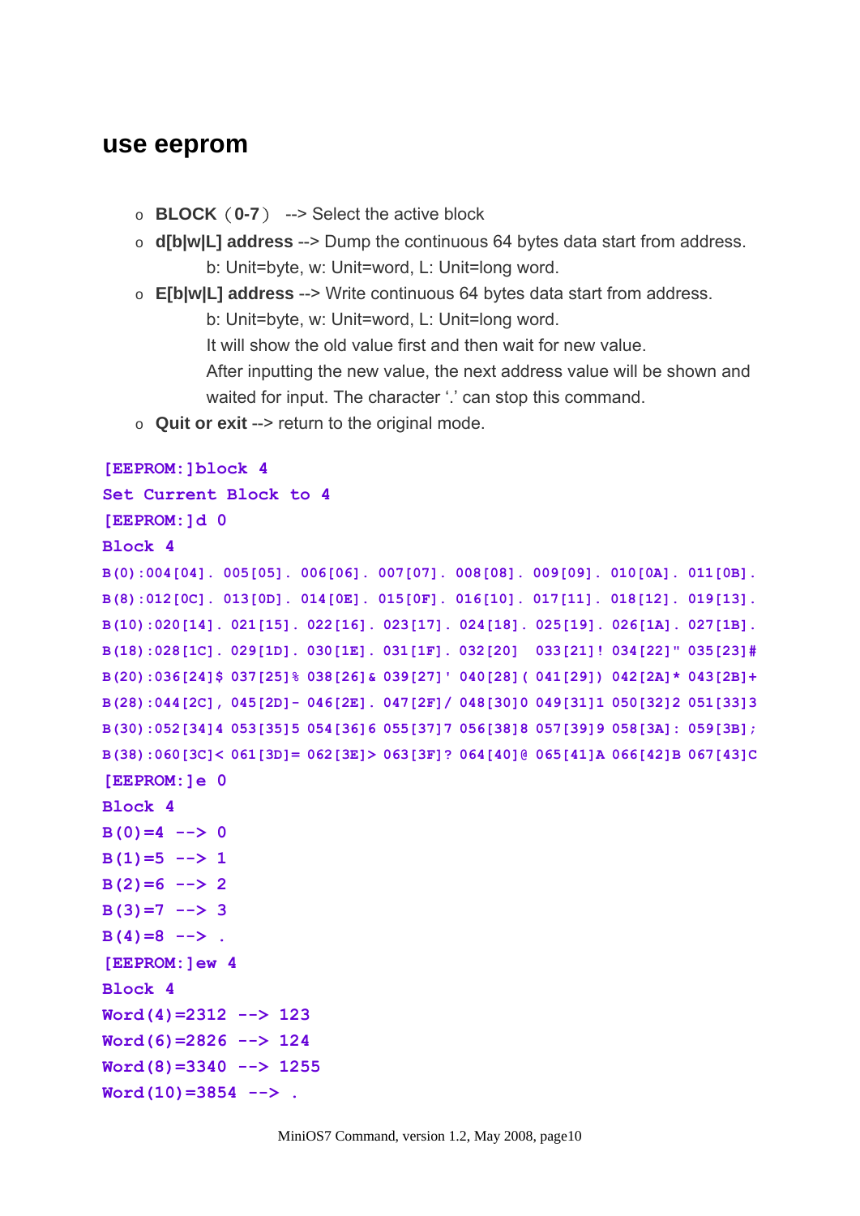## use eeprom

- **BLOCK（0-7）** --> Select the active block
- **d[b|w|L] address** --> Dump the continuous 64 bytes data start from address.
  b: Unit=byte, w: Unit=word, L: Unit=long word.
- **E[b|w|L] address** --> Write continuous 64 bytes data start from address.
  b: Unit=byte, w: Unit=word, L: Unit=long word.
  It will show the old value first and then wait for new value.
  After inputting the new value, the next address value will be shown and waited for input. The character '.' can stop this command.
- **Quit or exit** --> return to the original mode.

```
[EEPROM:]block 4
Set Current Block to 4
[EEPROM:]d 0
Block 4
B(0):004[04]. 005[05]. 006[06]. 007[07]. 008[08]. 009[09]. 010[0A]. 011[0B].
B(8):012[0C]. 013[0D]. 014[0E]. 015[0F]. 016[10]. 017[11]. 018[12]. 019[13].
B(10):020[14]. 021[15]. 022[16]. 023[17]. 024[18]. 025[19]. 026[1A]. 027[1B].
B(18):028[1C]. 029[1D]. 030[1E]. 031[1F]. 032[20]  033[21]! 034[22]" 035[23]#
B(20):036[24]$ 037[25]% 038[26]& 039[27]' 040[28]( 041[29]) 042[2A]* 043[2B]+
B(28):044[2C], 045[2D]- 046[2E]. 047[2F]/ 048[30]0 049[31]1 050[32]2 051[33]3
B(30):052[34]4 053[35]5 054[36]6 055[37]7 056[38]8 057[39]9 058[3A]: 059[3B];
B(38):060[3C]< 061[3D]= 062[3E]> 063[3F]? 064[40]@ 065[41]A 066[42]B 067[43]C
[EEPROM:]e 0
Block 4
B(0)=4 --> 0
B(1)=5 --> 1
B(2)=6 --> 2
B(3)=7 --> 3
B(4)=8 --> .
[EEPROM:]ew 4
Block 4
Word(4)=2312 --> 123
Word(6)=2826 --> 124
Word(8)=3340 --> 1255
Word(10)=3854 --> .
```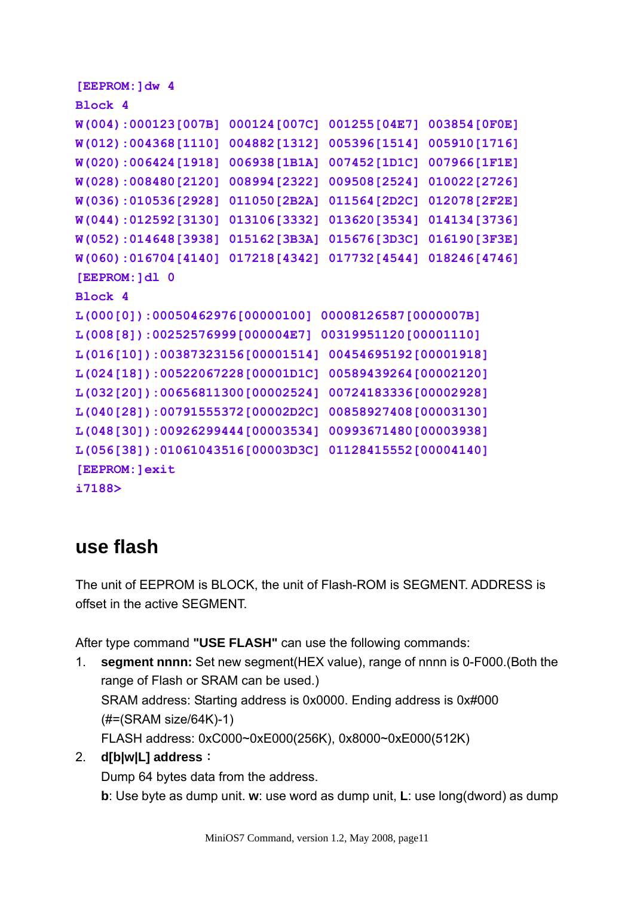```
[EEPROM:]dw 4
Block 4
W(004):000123[007B] 000124[007C] 001255[04E7] 003854[0F0E]
W(012):004368[1110] 004882[1312] 005396[1514] 005910[1716]
W(020):006424[1918] 006938[1B1A] 007452[1D1C] 007966[1F1E]
W(028):008480[2120] 008994[2322] 009508[2524] 010022[2726]
W(036):010536[2928] 011050[2B2A] 011564[2D2C] 012078[2F2E]
W(044):012592[3130] 013106[3332] 013620[3534] 014134[3736]
W(052):014648[3938] 015162[3B3A] 015676[3D3C] 016190[3F3E]
W(060):016704[4140] 017218[4342] 017732[4544] 018246[4746]
[EEPROM:]dl 0
Block 4
L(000[0]):00050462976[00000100] 00008126587[0000007B]
L(008[8]):00252576999[000004E7] 00319951120[00001110]
L(016[10]):00387323156[00001514] 00454695192[00001918]
L(024[18]):00522067228[00001D1C] 00589439264[00002120]
L(032[20]):00656811300[00002524] 00724183336[00002928]
L(040[28]):00791555372[00002D2C] 00858927408[00003130]
L(048[30]):00926299444[00003534] 00993671480[00003938]
L(056[38]):01061043516[00003D3C] 01128415552[00004140]
[EEPROM:]exit
i7188>
```

## use flash

The unit of EEPROM is BLOCK, the unit of Flash-ROM is SEGMENT. ADDRESS is offset in the active SEGMENT.

After type command **"USE FLASH"** can use the following commands:

1. **segment nnnn:** Set new segment(HEX value), range of nnnn is 0-F000.(Both the range of Flash or SRAM can be used.)
   SRAM address: Starting address is 0x0000. Ending address is 0x#000 (#=(SRAM size/64K)-1)
   FLASH address: 0xC000~0xE000(256K), 0x8000~0xE000(512K)
2. **d[b|w|L] address**：
   Dump 64 bytes data from the address.
   **b**: Use byte as dump unit. **w**: use word as dump unit, **L**: use long(dword) as dump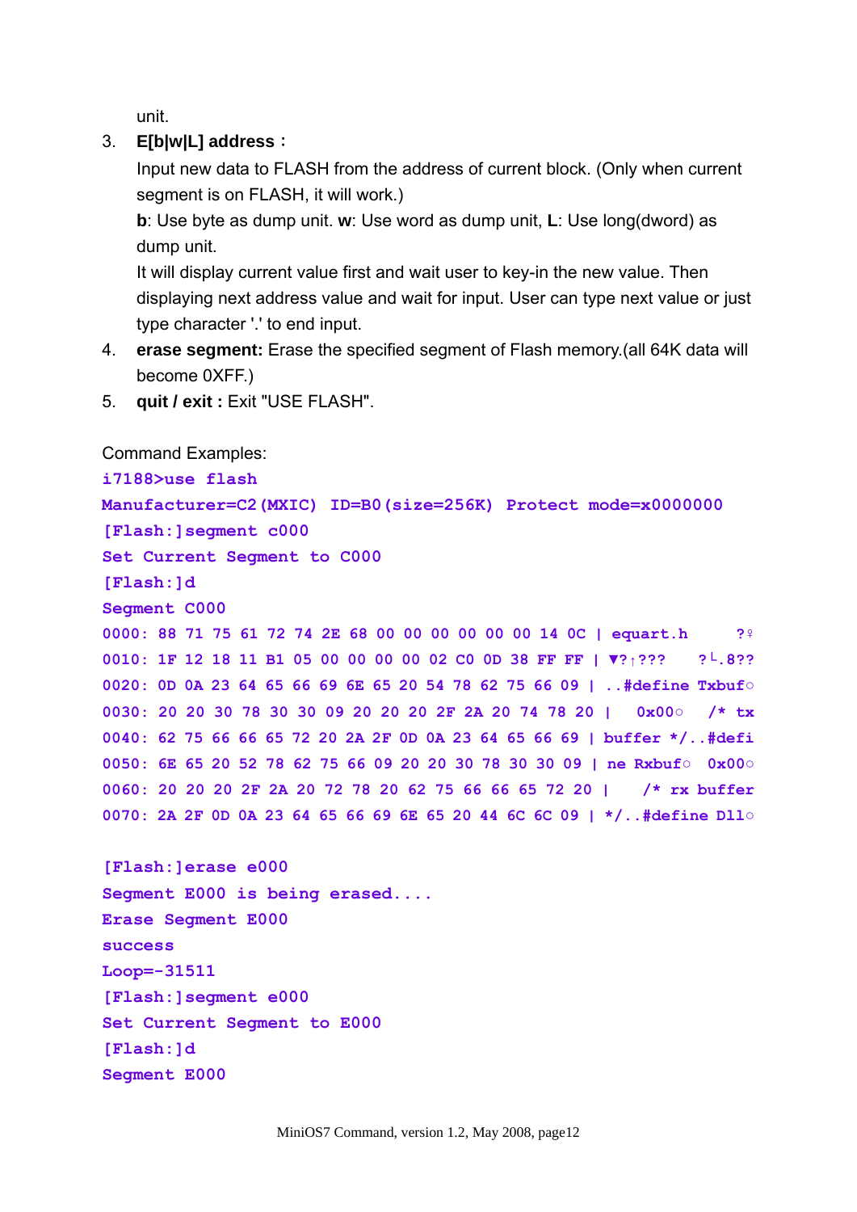unit.

3. **E[b|w|L] address：**

   Input new data to FLASH from the address of current block. (Only when current segment is on FLASH, it will work.)

   **b**: Use byte as dump unit. **w**: Use word as dump unit, **L**: Use long(dword) as dump unit.

   It will display current value first and wait user to key-in the new value. Then displaying next address value and wait for input. User can type next value or just type character '.' to end input.

4. **erase segment:** Erase the specified segment of Flash memory.(all 64K data will become 0XFF.)

5. **quit / exit :** Exit "USE FLASH".

Command Examples:

```
i7188>use flash
Manufacturer=C2(MXIC) ID=B0(size=256K) Protect mode=x0000000
[Flash:]segment c000
Set Current Segment to C000
[Flash:]d
Segment C000
0000: 88 71 75 61 72 74 2E 68 00 00 00 00 00 00 14 0C | equart.h      ?♀
0010: 1F 12 18 11 B1 05 00 00 00 00 02 C0 0D 38 FF FF | ▼?↑???    ?└.8??
0020: 0D 0A 23 64 65 66 69 6E 65 20 54 78 62 75 66 09 | ..#define Txbuf○
0030: 20 20 30 78 30 30 09 20 20 20 2F 2A 20 74 78 20 |   0x00○   /* tx
0040: 62 75 66 66 65 72 20 2A 2F 0D 0A 23 64 65 66 69 | buffer */..#defi
0050: 6E 65 20 52 78 62 75 66 09 20 20 30 78 30 30 09 | ne Rxbuf○  0x00○
0060: 20 20 20 2F 2A 20 72 78 20 62 75 66 66 65 72 20 |    /* rx buffer
0070: 2A 2F 0D 0A 23 64 65 66 69 6E 65 20 44 6C 6C 09 | */..#define Dll○

[Flash:]erase e000
Segment E000 is being erased....
Erase Segment E000
success
Loop=-31511
[Flash:]segment e000
Set Current Segment to E000
[Flash:]d
Segment E000
```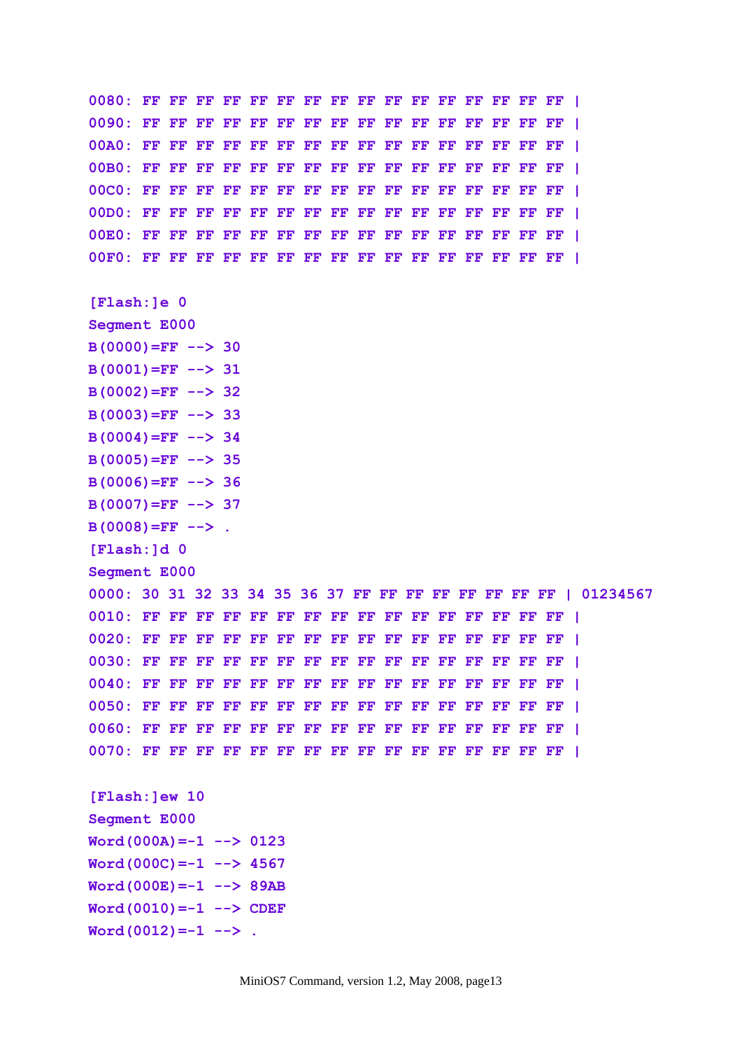```
0080: FF FF FF FF FF FF FF FF FF FF FF FF FF FF FF FF |
0090: FF FF FF FF FF FF FF FF FF FF FF FF FF FF FF FF |
00A0: FF FF FF FF FF FF FF FF FF FF FF FF FF FF FF FF |
00B0: FF FF FF FF FF FF FF FF FF FF FF FF FF FF FF FF |
00C0: FF FF FF FF FF FF FF FF FF FF FF FF FF FF FF FF |
00D0: FF FF FF FF FF FF FF FF FF FF FF FF FF FF FF FF |
00E0: FF FF FF FF FF FF FF FF FF FF FF FF FF FF FF FF |
00F0: FF FF FF FF FF FF FF FF FF FF FF FF FF FF FF FF |

[Flash:]e 0
Segment E000
B(0000)=FF --> 30
B(0001)=FF --> 31
B(0002)=FF --> 32
B(0003)=FF --> 33
B(0004)=FF --> 34
B(0005)=FF --> 35
B(0006)=FF --> 36
B(0007)=FF --> 37
B(0008)=FF --> .
[Flash:]d 0
Segment E000
0000: 30 31 32 33 34 35 36 37 FF FF FF FF FF FF FF FF | 01234567
0010: FF FF FF FF FF FF FF FF FF FF FF FF FF FF FF FF |
0020: FF FF FF FF FF FF FF FF FF FF FF FF FF FF FF FF |
0030: FF FF FF FF FF FF FF FF FF FF FF FF FF FF FF FF |
0040: FF FF FF FF FF FF FF FF FF FF FF FF FF FF FF FF |
0050: FF FF FF FF FF FF FF FF FF FF FF FF FF FF FF FF |
0060: FF FF FF FF FF FF FF FF FF FF FF FF FF FF FF FF |
0070: FF FF FF FF FF FF FF FF FF FF FF FF FF FF FF FF |

[Flash:]ew 10
Segment E000
Word(000A)=-1 --> 0123
Word(000C)=-1 --> 4567
Word(000E)=-1 --> 89AB
Word(0010)=-1 --> CDEF
Word(0012)=-1 --> .
```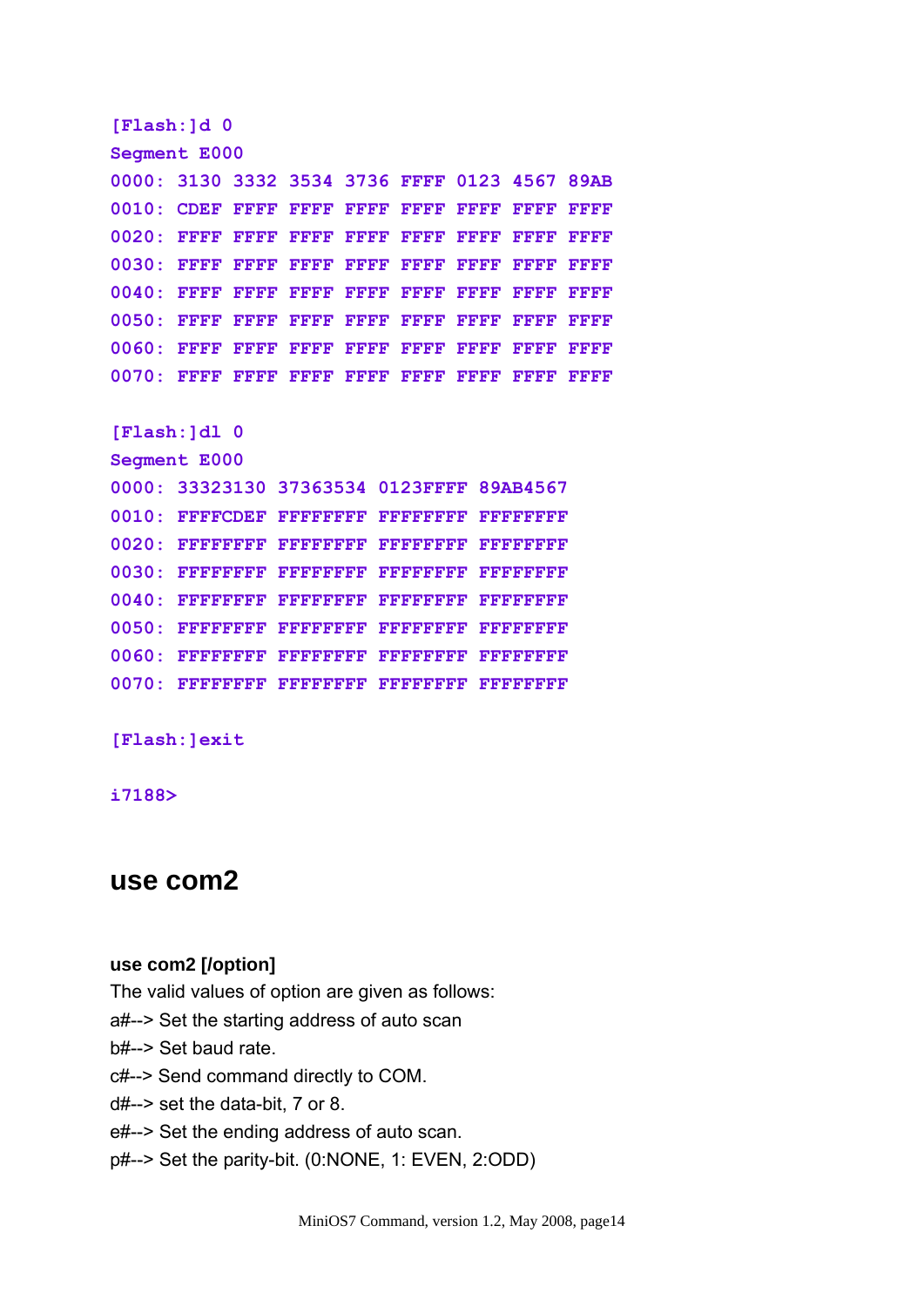```
[Flash:]d 0
Segment E000
0000: 3130 3332 3534 3736 FFFF 0123 4567 89AB
0010: CDEF FFFF FFFF FFFF FFFF FFFF FFFF FFFF
0020: FFFF FFFF FFFF FFFF FFFF FFFF FFFF FFFF
0030: FFFF FFFF FFFF FFFF FFFF FFFF FFFF FFFF
0040: FFFF FFFF FFFF FFFF FFFF FFFF FFFF FFFF
0050: FFFF FFFF FFFF FFFF FFFF FFFF FFFF FFFF
0060: FFFF FFFF FFFF FFFF FFFF FFFF FFFF FFFF
0070: FFFF FFFF FFFF FFFF FFFF FFFF FFFF FFFF

[Flash:]dl 0
Segment E000
0000: 33323130 37363534 0123FFFF 89AB4567
0010: FFFFCDEF FFFFFFFF FFFFFFFF FFFFFFFF
0020: FFFFFFFF FFFFFFFF FFFFFFFF FFFFFFFF
0030: FFFFFFFF FFFFFFFF FFFFFFFF FFFFFFFF
0040: FFFFFFFF FFFFFFFF FFFFFFFF FFFFFFFF
0050: FFFFFFFF FFFFFFFF FFFFFFFF FFFFFFFF
0060: FFFFFFFF FFFFFFFF FFFFFFFF FFFFFFFF
0070: FFFFFFFF FFFFFFFF FFFFFFFF FFFFFFFF

[Flash:]exit

i7188>
```

## use com2

**use com2 [/option]**

The valid values of option are given as follows:

a#--> Set the starting address of auto scan

b#--> Set baud rate.

c#--> Send command directly to COM.

d#--> set the data-bit, 7 or 8.

e#--> Set the ending address of auto scan.

p#--> Set the parity-bit. (0:NONE, 1: EVEN, 2:ODD)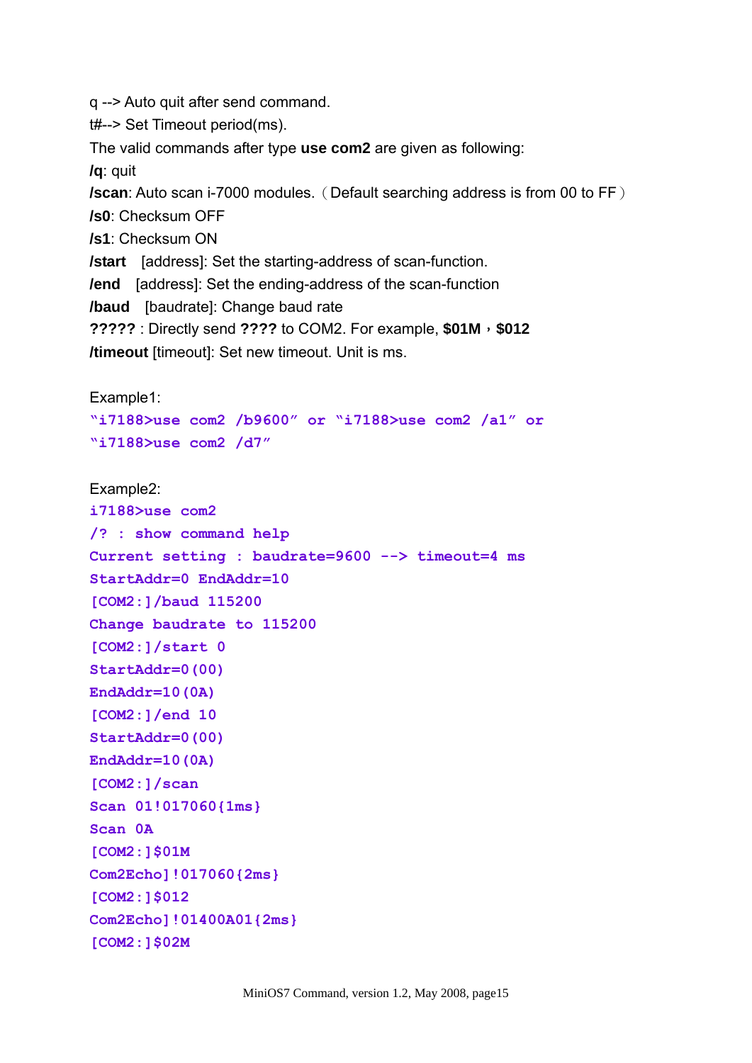q --> Auto quit after send command.

t#--> Set Timeout period(ms).

The valid commands after type **use com2** are given as following:

***/q***: quit

***/scan***: Auto scan i-7000 modules.（Default searching address is from 00 to FF）

***/s0***: Checksum OFF

***/s1***: Checksum ON

***/start*** [address]: Set the starting-address of scan-function.

***/end*** [address]: Set the ending-address of the scan-function

***/baud*** [baudrate]: Change baud rate

**?????** : Directly send **????** to COM2. For example, **$01M**，**$012**

***/timeout*** [timeout]: Set new timeout. Unit is ms.

Example1:

```
"i7188>use com2 /b9600" or "i7188>use com2 /a1" or
"i7188>use com2 /d7"
```

Example2:

```
i7188>use com2
/? : show command help
Current setting : baudrate=9600 --> timeout=4 ms
StartAddr=0 EndAddr=10
[COM2:]/baud 115200
Change baudrate to 115200
[COM2:]/start 0
StartAddr=0(00)
EndAddr=10(0A)
[COM2:]/end 10
StartAddr=0(00)
EndAddr=10(0A)
[COM2:]/scan
Scan 01!017060{1ms}
Scan 0A
[COM2:]$01M
Com2Echo]!017060{2ms}
[COM2:]$012
Com2Echo]!01400A01{2ms}
[COM2:]$02M
```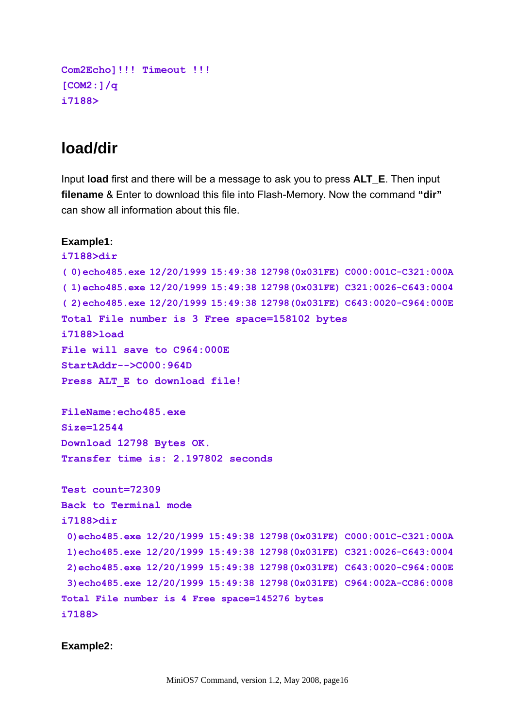```
Com2Echo]!!! Timeout !!!
[COM2:]/q
i7188>
```

## load/dir

Input **load** first and there will be a message to ask you to press **ALT_E**. Then input **filename** & Enter to download this file into Flash-Memory. Now the command **"dir"** can show all information about this file.

**Example1:**

```
i7188>dir
( 0)echo485.exe 12/20/1999 15:49:38 12798(0x031FE) C000:001C-C321:000A
( 1)echo485.exe 12/20/1999 15:49:38 12798(0x031FE) C321:0026-C643:0004
( 2)echo485.exe 12/20/1999 15:49:38 12798(0x031FE) C643:0020-C964:000E
Total File number is 3 Free space=158102 bytes
i7188>load
File will save to C964:000E
StartAddr-->C000:964D
Press ALT_E to download file!

FileName:echo485.exe
Size=12544
Download 12798 Bytes OK.
Transfer time is: 2.197802 seconds

Test count=72309
Back to Terminal mode
i7188>dir
 0)echo485.exe 12/20/1999 15:49:38 12798(0x031FE) C000:001C-C321:000A
 1)echo485.exe 12/20/1999 15:49:38 12798(0x031FE) C321:0026-C643:0004
 2)echo485.exe 12/20/1999 15:49:38 12798(0x031FE) C643:0020-C964:000E
 3)echo485.exe 12/20/1999 15:49:38 12798(0x031FE) C964:002A-CC86:0008
Total File number is 4 Free space=145276 bytes
i7188>
```

**Example2:**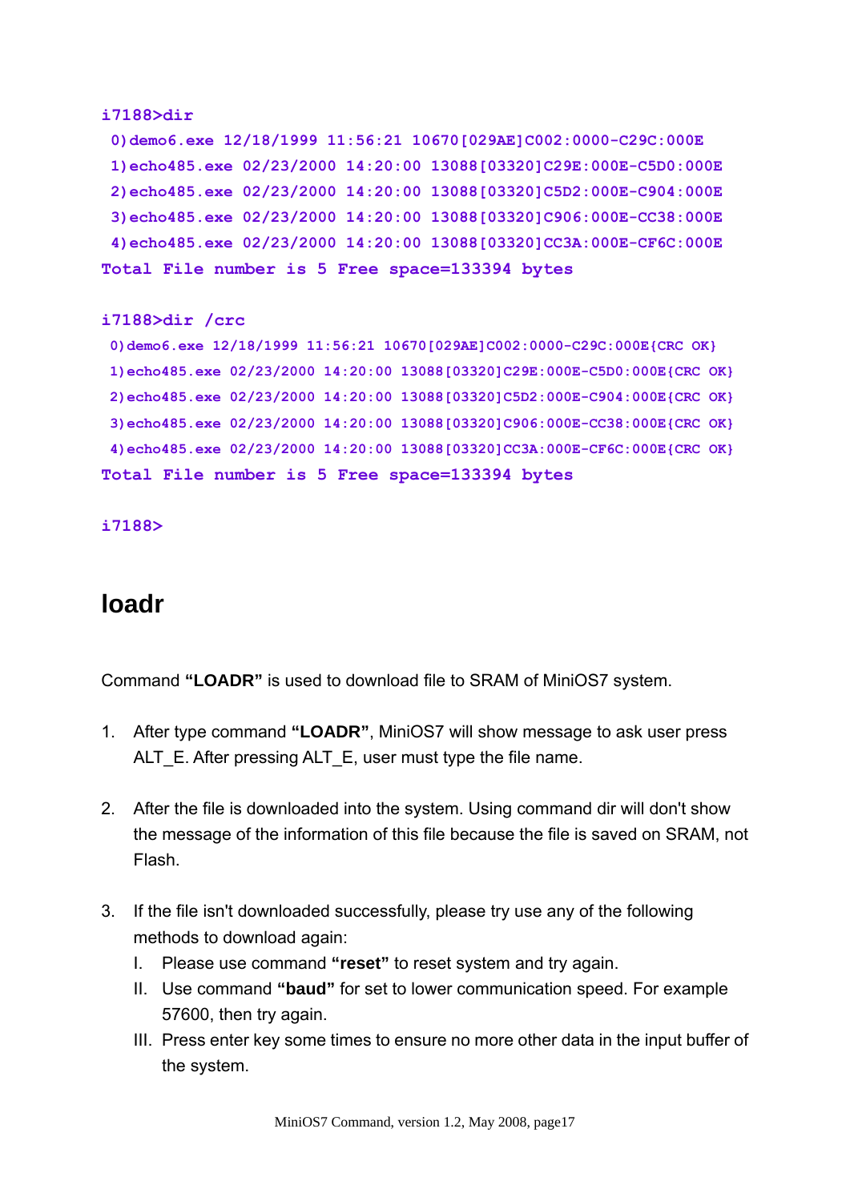```
i7188>dir
 0)demo6.exe 12/18/1999 11:56:21 10670[029AE]C002:0000-C29C:000E
 1)echo485.exe 02/23/2000 14:20:00 13088[03320]C29E:000E-C5D0:000E
 2)echo485.exe 02/23/2000 14:20:00 13088[03320]C5D2:000E-C904:000E
 3)echo485.exe 02/23/2000 14:20:00 13088[03320]C906:000E-CC38:000E
 4)echo485.exe 02/23/2000 14:20:00 13088[03320]CC3A:000E-CF6C:000E
Total File number is 5 Free space=133394 bytes

i7188>dir /crc
 0)demo6.exe 12/18/1999 11:56:21 10670[029AE]C002:0000-C29C:000E{CRC OK}
 1)echo485.exe 02/23/2000 14:20:00 13088[03320]C29E:000E-C5D0:000E{CRC OK}
 2)echo485.exe 02/23/2000 14:20:00 13088[03320]C5D2:000E-C904:000E{CRC OK}
 3)echo485.exe 02/23/2000 14:20:00 13088[03320]C906:000E-CC38:000E{CRC OK}
 4)echo485.exe 02/23/2000 14:20:00 13088[03320]CC3A:000E-CF6C:000E{CRC OK}
Total File number is 5 Free space=133394 bytes

i7188>
```

# loadr

Command **"LOADR"** is used to download file to SRAM of MiniOS7 system.

1. After type command **"LOADR"**, MiniOS7 will show message to ask user press ALT_E. After pressing ALT_E, user must type the file name.
2. After the file is downloaded into the system. Using command dir will don't show the message of the information of this file because the file is saved on SRAM, not Flash.
3. If the file isn't downloaded successfully, please try use any of the following methods to download again:
   I. Please use command **"reset"** to reset system and try again.
   II. Use command **"baud"** for set to lower communication speed. For example 57600, then try again.
   III. Press enter key some times to ensure no more other data in the input buffer of the system.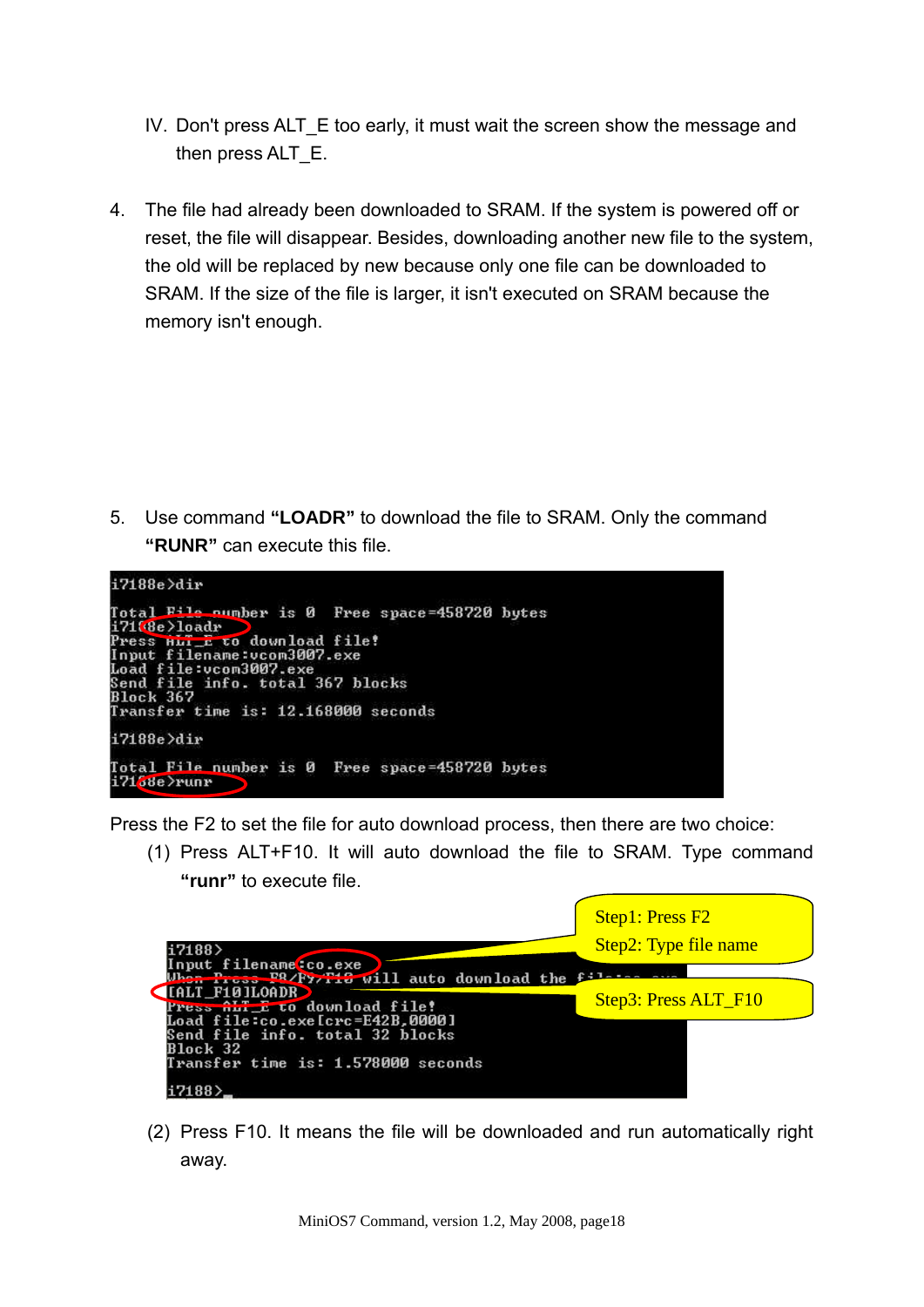IV. Don't press ALT_E too early, it must wait the screen show the message and then press ALT_E.

4. The file had already been downloaded to SRAM. If the system is powered off or reset, the file will disappear. Besides, downloading another new file to the system, the old will be replaced by new because only one file can be downloaded to SRAM. If the size of the file is larger, it isn't executed on SRAM because the memory isn't enough.

5. Use command **"LOADR"** to download the file to SRAM. Only the command **"RUNR"** can execute this file.

```
i7188e>dir

Total File number is 0  Free space=458720 bytes
i7188e>loadr
Press ALT_E to download file!
Input filename:vcom3007.exe
Load file:vcom3007.exe
Send file info. total 367 blocks
Block 367
Transfer time is: 12.168000 seconds

i7188e>dir

Total File number is 0  Free space=458720 bytes
i7188e>runr
```

Press the F2 to set the file for auto download process, then there are two choice:

(1) Press ALT+F10. It will auto download the file to SRAM. Type command **"runr"** to execute file.

```
i7188>
Input filename:co.exe
When Press F8/F9/F10 will auto download the file:co.exe
[ALT_F10]LOADR
Press ALT_E to download file!
Load file:co.exe[crc=E42B,0000]
Send file info. total 32 blocks
Block 32
Transfer time is: 1.578000 seconds

i7188>_
```

Step1: Press F2
Step2: Type file name
Step3: Press ALT_F10

(2) Press F10. It means the file will be downloaded and run automatically right away.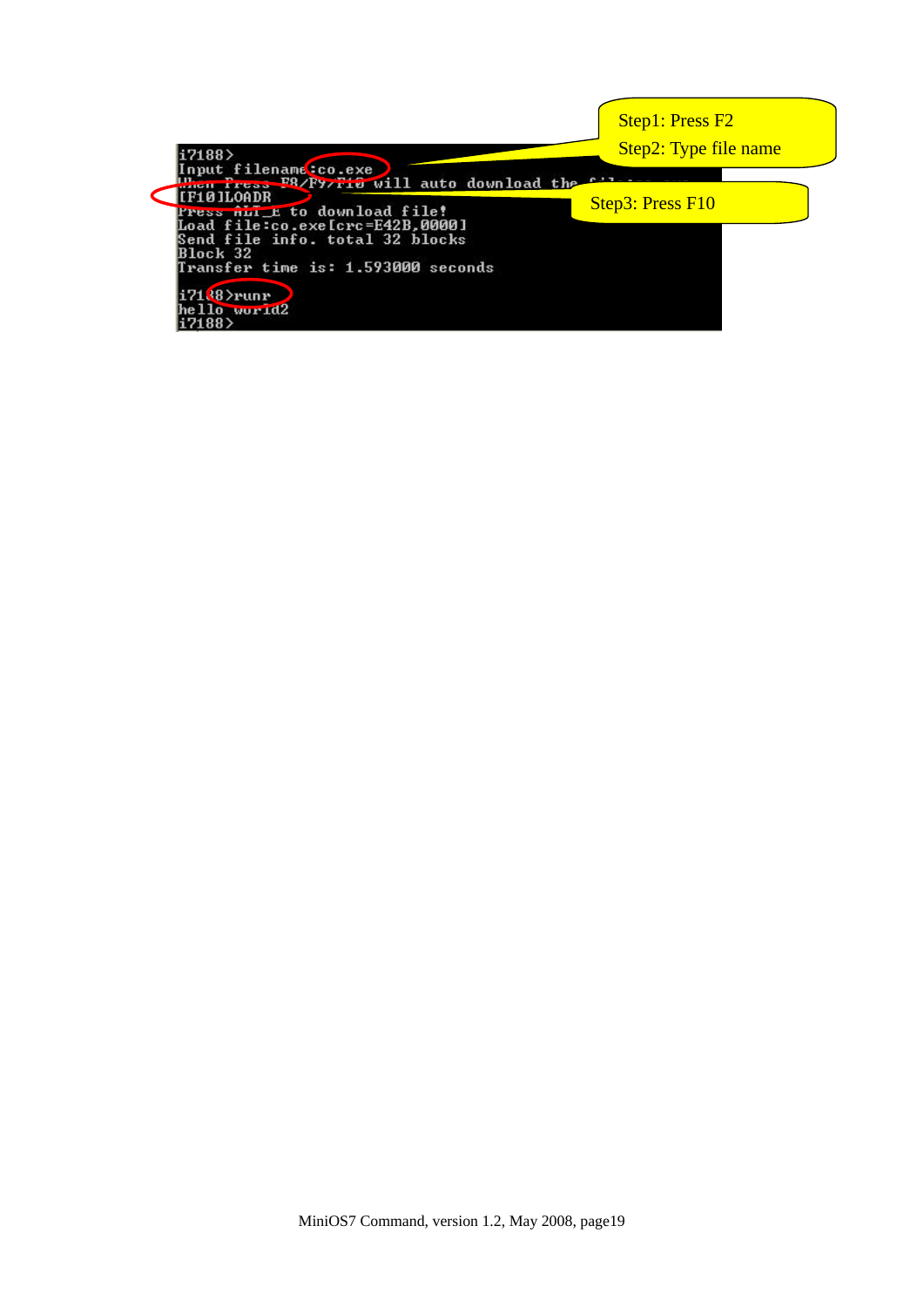```
i7188>
Input filename:co.exe
When Press F8/F9/F10 will auto download the file
[F10]LOADR
Press ALT_E to download file!
Load file:co.exe[crc=E42B,0000]
Send file info. total 32 blocks
Block 32
Transfer time is: 1.593000 seconds

i7188>runr
hello world2
i7188>
```

Step1: Press F2

Step2: Type file name

Step3: Press F10